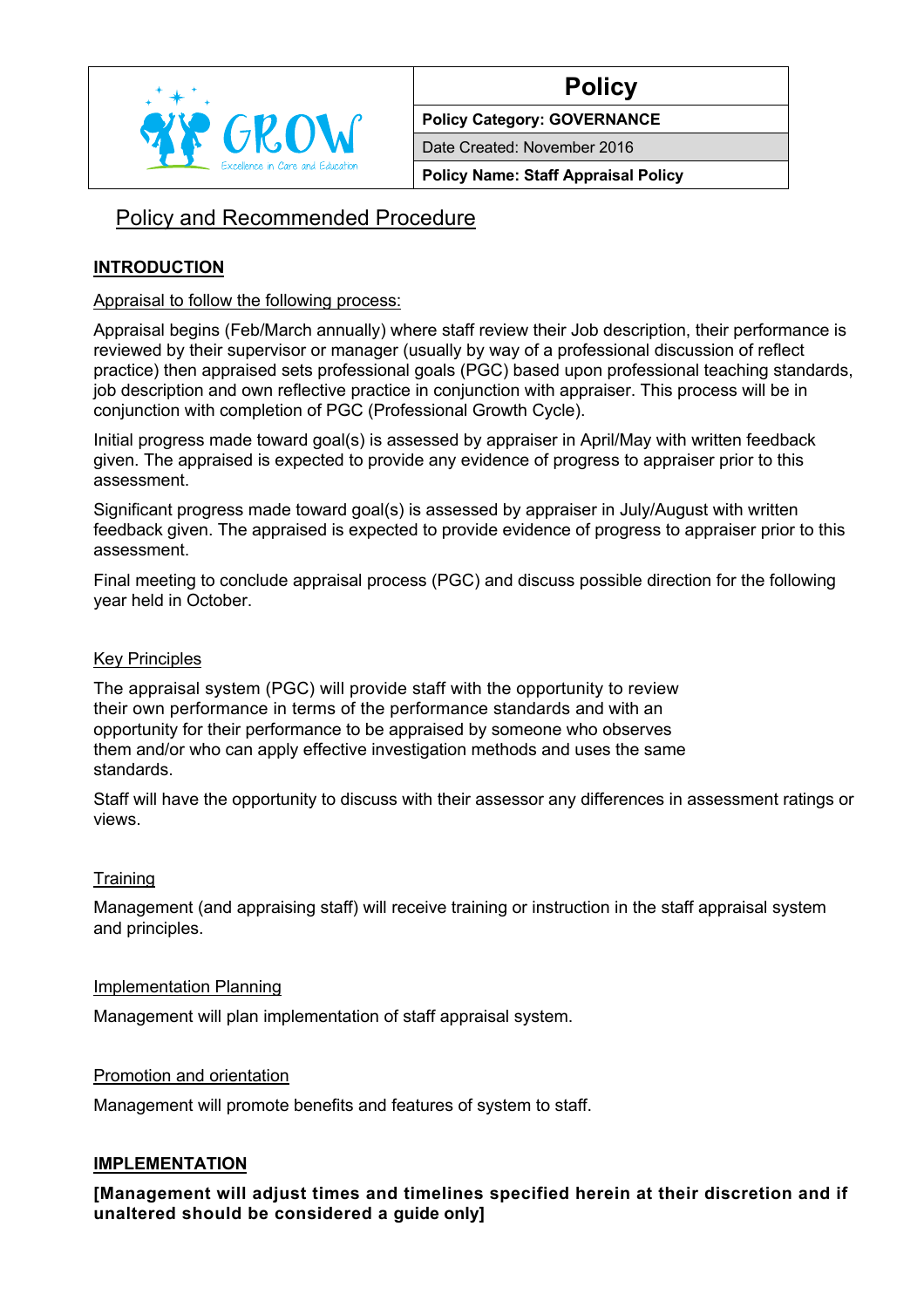| GROW Excellence in Care and Education | **Policy** |
|---|---|
| | **Policy Category: GOVERNANCE** |
| | Date Created: November 2016 |
| | **Policy Name: Staff Appraisal Policy** |

# Policy and Recommended Procedure

## INTRODUCTION

### Appraisal to follow the following process:

Appraisal begins (Feb/March annually) where staff review their Job description, their performance is reviewed by their supervisor or manager (usually by way of a professional discussion of reflect practice) then appraised sets professional goals (PGC) based upon professional teaching standards, job description and own reflective practice in conjunction with appraiser. This process will be in conjunction with completion of PGC (Professional Growth Cycle).

Initial progress made toward goal(s) is assessed by appraiser in April/May with written feedback given. The appraised is expected to provide any evidence of progress to appraiser prior to this assessment.

Significant progress made toward goal(s) is assessed by appraiser in July/August with written feedback given. The appraised is expected to provide evidence of progress to appraiser prior to this assessment.

Final meeting to conclude appraisal process (PGC) and discuss possible direction for the following year held in October.

### Key Principles

The appraisal system (PGC) will provide staff with the opportunity to review their own performance in terms of the performance standards and with an opportunity for their performance to be appraised by someone who observes them and/or who can apply effective investigation methods and uses the same standards.

Staff will have the opportunity to discuss with their assessor any differences in assessment ratings or views.

### Training

Management (and appraising staff) will receive training or instruction in the staff appraisal system and principles.

### Implementation Planning

Management will plan implementation of staff appraisal system.

### Promotion and orientation

Management will promote benefits and features of system to staff.

## IMPLEMENTATION

**[Management will adjust times and timelines specified herein at their discretion and if unaltered should be considered a guide only]**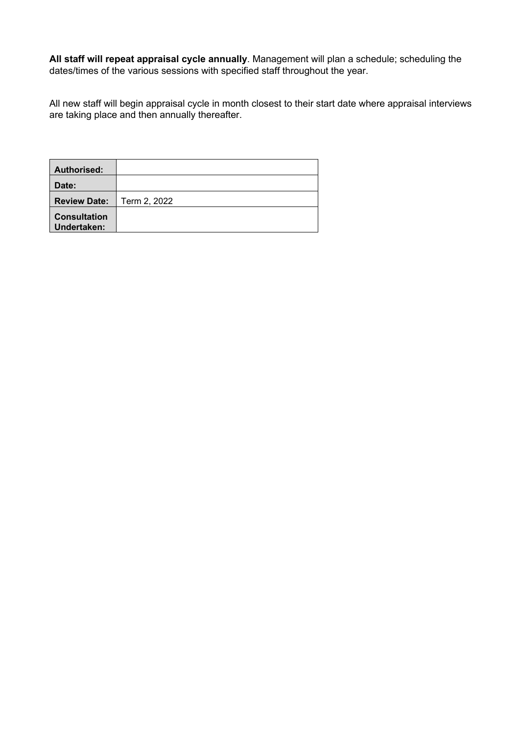**All staff will repeat appraisal cycle annually**. Management will plan a schedule; scheduling the dates/times of the various sessions with specified staff throughout the year.

All new staff will begin appraisal cycle in month closest to their start date where appraisal interviews are taking place and then annually thereafter.

| | |
|---|---|
| **Authorised:** | |
| **Date:** | |
| **Review Date:** | Term 2, 2022 |
| **Consultation Undertaken:** | |